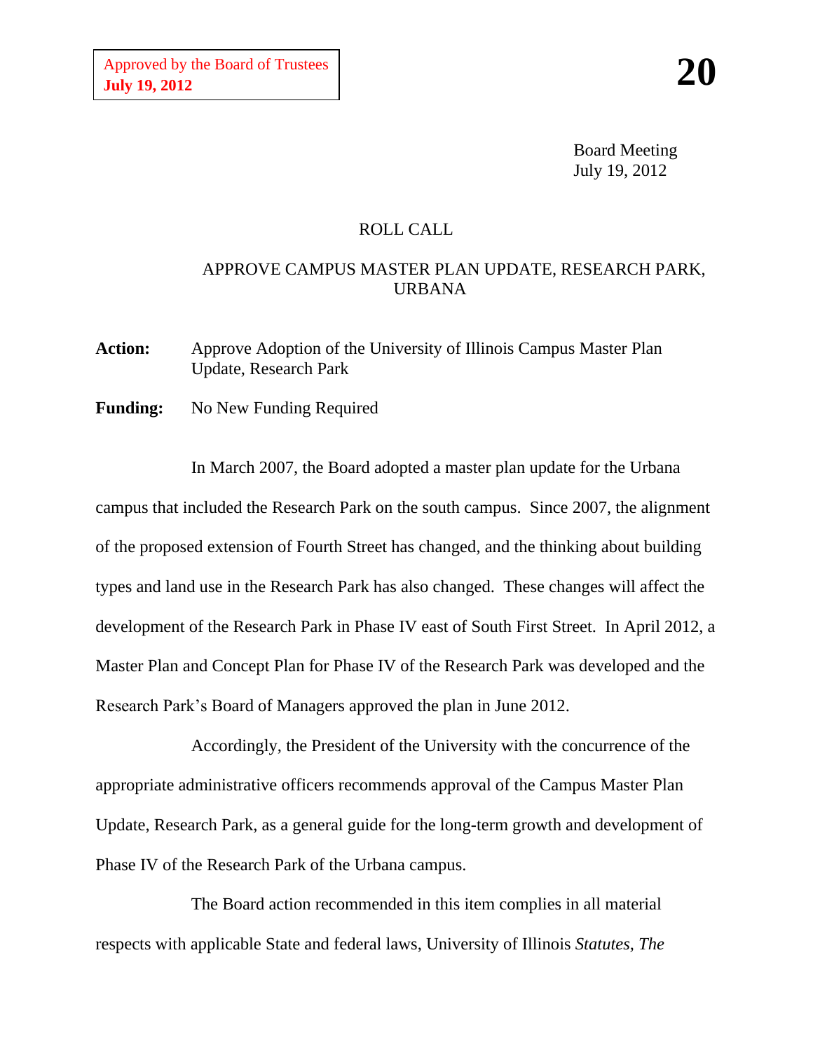Approved by the Board of Trustees
**July 19, 2012**

**20**

Board Meeting
July 19, 2012

ROLL CALL

APPROVE CAMPUS MASTER PLAN UPDATE, RESEARCH PARK, URBANA

**Action:** Approve Adoption of the University of Illinois Campus Master Plan Update, Research Park

**Funding:** No New Funding Required

In March 2007, the Board adopted a master plan update for the Urbana campus that included the Research Park on the south campus. Since 2007, the alignment of the proposed extension of Fourth Street has changed, and the thinking about building types and land use in the Research Park has also changed. These changes will affect the development of the Research Park in Phase IV east of South First Street. In April 2012, a Master Plan and Concept Plan for Phase IV of the Research Park was developed and the Research Park's Board of Managers approved the plan in June 2012.

Accordingly, the President of the University with the concurrence of the appropriate administrative officers recommends approval of the Campus Master Plan Update, Research Park, as a general guide for the long-term growth and development of Phase IV of the Research Park of the Urbana campus.

The Board action recommended in this item complies in all material respects with applicable State and federal laws, University of Illinois *Statutes*, *The*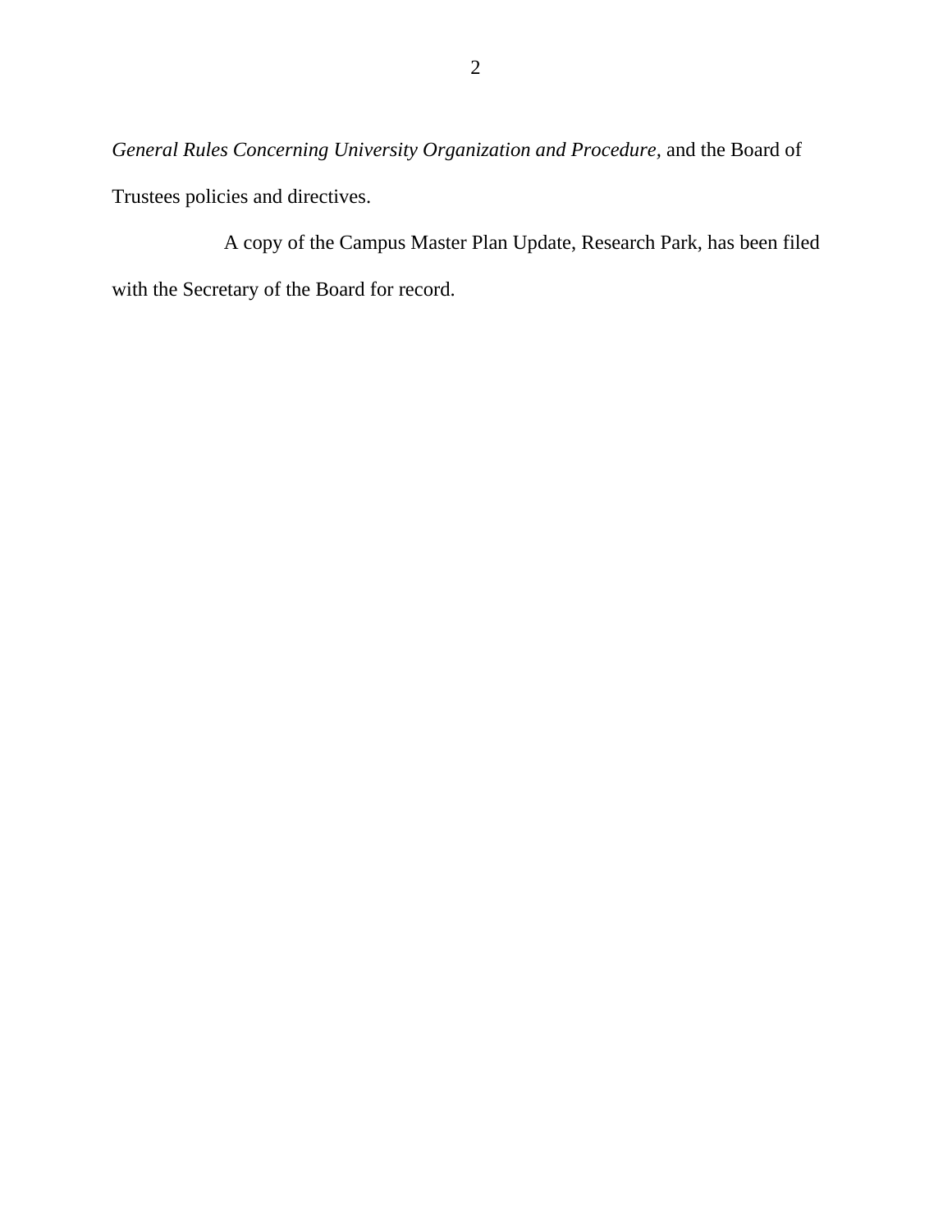*General Rules Concerning University Organization and Procedure*, and the Board of Trustees policies and directives.

A copy of the Campus Master Plan Update, Research Park, has been filed with the Secretary of the Board for record.